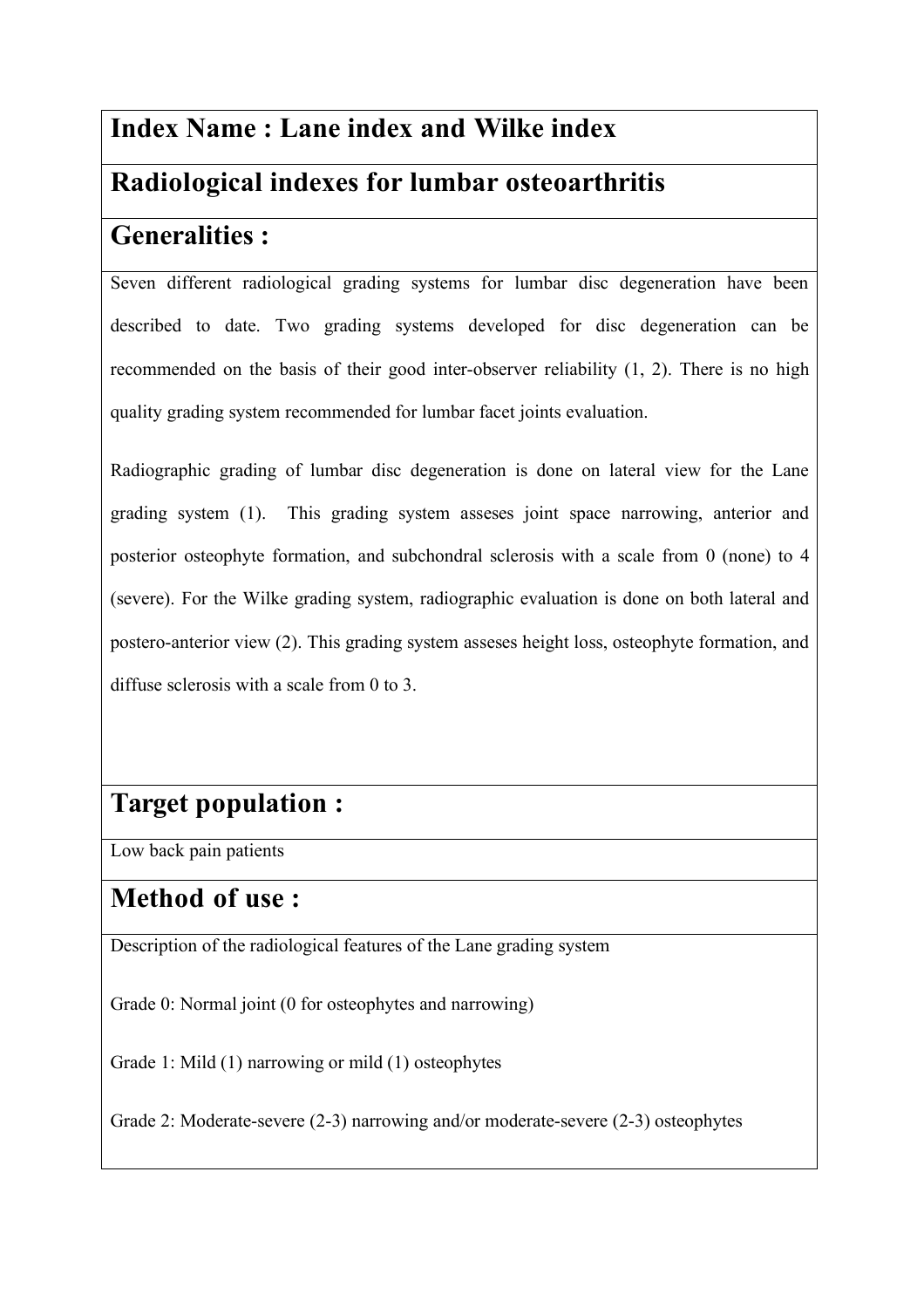# Index Name : Lane index and Wilke index

## Radiological indexes for lumbar osteoarthritis

## Generalities :

Seven different radiological grading systems for lumbar disc degeneration have been described to date. Two grading systems developed for disc degeneration can be recommended on the basis of their good inter-observer reliability (1, 2). There is no high quality grading system recommended for lumbar facet joints evaluation.

Radiographic grading of lumbar disc degeneration is done on lateral view for the Lane grading system (1). This grading system asseses joint space narrowing, anterior and posterior osteophyte formation, and subchondral sclerosis with a scale from 0 (none) to 4 (severe). For the Wilke grading system, radiographic evaluation is done on both lateral and postero-anterior view (2). This grading system asseses height loss, osteophyte formation, and diffuse sclerosis with a scale from 0 to 3.

## Target population :

Low back pain patients

## Method of use :

Description of the radiological features of the Lane grading system

Grade 0: Normal joint (0 for osteophytes and narrowing)

Grade 1: Mild (1) narrowing or mild (1) osteophytes

Grade 2: Moderate-severe (2-3) narrowing and/or moderate-severe (2-3) osteophytes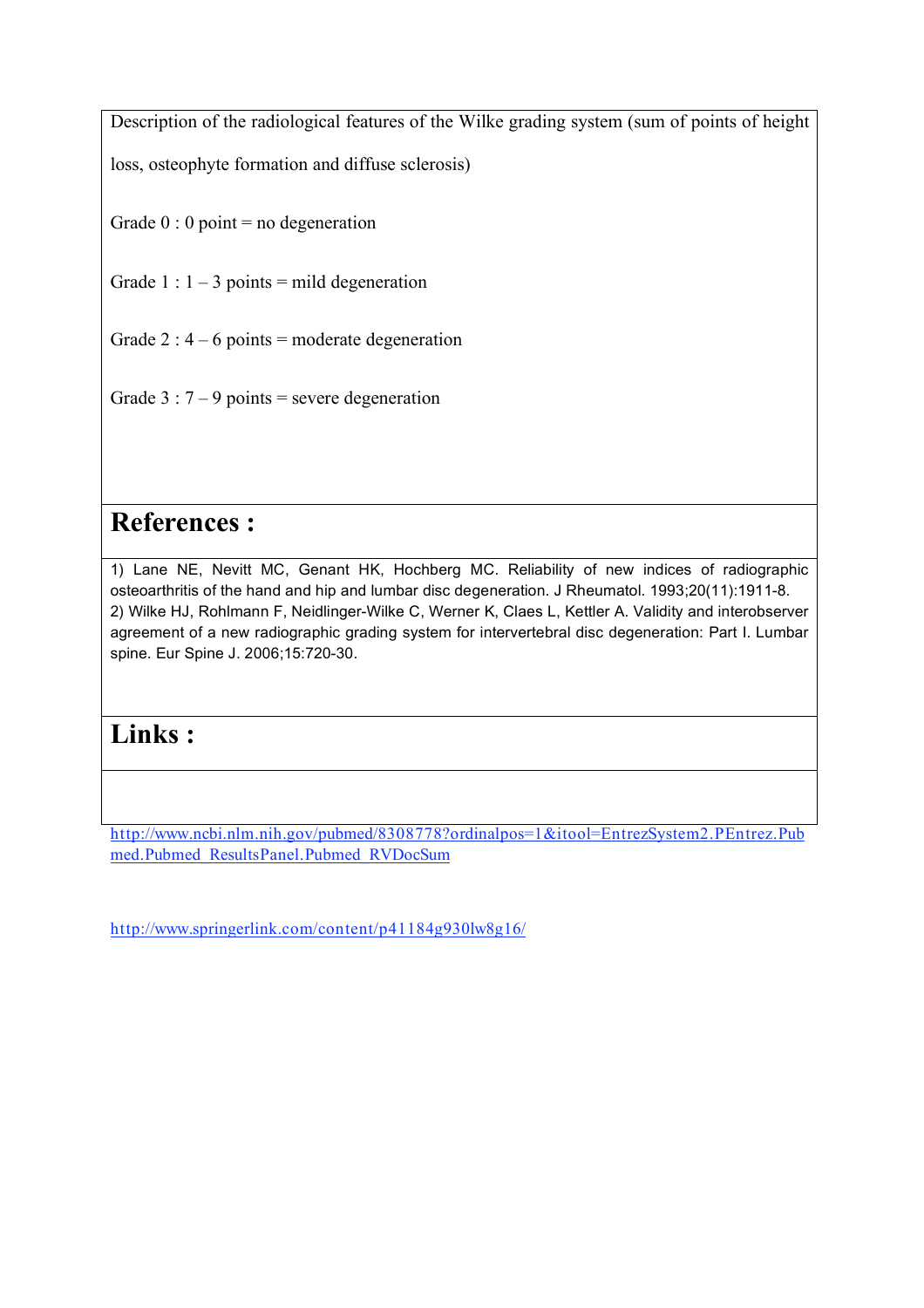Description of the radiological features of the Wilke grading system (sum of points of height loss, osteophyte formation and diffuse sclerosis)

Grade 0 : 0 point = no degeneration

Grade 1 : 1 – 3 points = mild degeneration

Grade 2 : 4 – 6 points = moderate degeneration

Grade 3 : 7 – 9 points = severe degeneration

## References :

1) Lane NE, Nevitt MC, Genant HK, Hochberg MC. Reliability of new indices of radiographic osteoarthritis of the hand and hip and lumbar disc degeneration. J Rheumatol. 1993;20(11):1911-8.
2) Wilke HJ, Rohlmann F, Neidlinger-Wilke C, Werner K, Claes L, Kettler A. Validity and interobserver agreement of a new radiographic grading system for intervertebral disc degeneration: Part I. Lumbar spine. Eur Spine J. 2006;15:720-30.

## Links :

http://www.ncbi.nlm.nih.gov/pubmed/8308778?ordinalpos=1&itool=EntrezSystem2.PEntrez.Pubmed.Pubmed_ResultsPanel.Pubmed_RVDocSum

http://www.springerlink.com/content/p41184g930lw8g16/